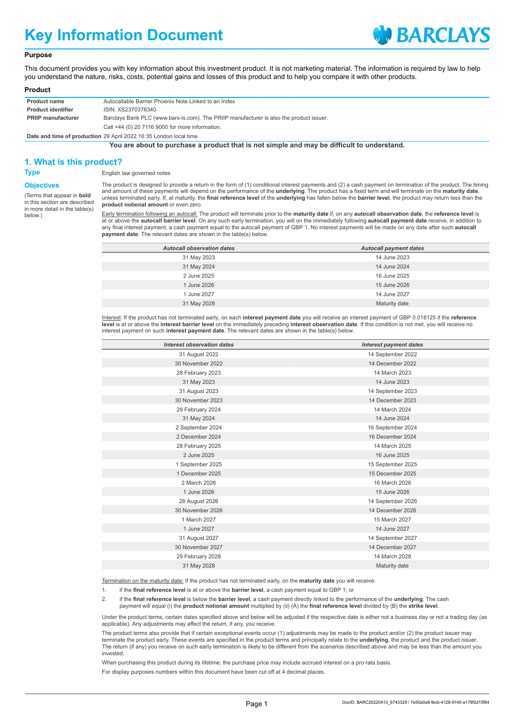# Key Information Document

### Purpose

This document provides you with key information about this investment product. It is not marketing material. The information is required by law to help you understand the nature, risks, costs, potential gains and losses of this product and to help you compare it with other products.

### Product

| | |
|---|---|
| **Product name** | Autocallable Barrier Phoenix Note Linked to an Index |
| **Product identifier** | ISIN: XS2370376340 |
| **PRIIP manufacturer** | Barclays Bank PLC (www.barx-is.com). The PRIIP manufacturer is also the product issuer. |
| | Call +44 (0) 20 7116 9000 for more information. |
| **Date and time of production** | 29 April 2022 16:35 London local time |

**You are about to purchase a product that is not simple and may be difficult to understand.**

## 1. What is this product?

**Type**

English law governed notes

**Objectives**

(Terms that appear in **bold** in this section are described in more detail in the table(s) below.)

The product is designed to provide a return in the form of (1) conditional interest payments and (2) a cash payment on termination of the product. The timing and amount of these payments will depend on the performance of the **underlying**. The product has a fixed term and will terminate on the **maturity date**, unless terminated early. If, at maturity, the **final reference level** of the **underlying** has fallen below the **barrier level**, the product may return less than the **product notional amount** or even zero.

Early termination following an autocall: The product will terminate prior to the **maturity date** if, on any **autocall observation date**, the **reference level** is at or above the **autocall barrier level**. On any such early termination, you will on the immediately following **autocall payment date** receive, in addition to any final interest payment, a cash payment equal to the autocall payment of GBP 1. No interest payments will be made on any date after such **autocall payment date**. The relevant dates are shown in the table(s) below.

| *Autocall observation dates* | *Autocall payment dates* |
|---|---|
| 31 May 2023 | 14 June 2023 |
| 31 May 2024 | 14 June 2024 |
| 2 June 2025 | 16 June 2025 |
| 1 June 2026 | 15 June 2026 |
| 1 June 2027 | 14 June 2027 |
| 31 May 2028 | Maturity date |

Interest: If the product has not terminated early, on each **interest payment date** you will receive an interest payment of GBP 0.018125 if the **reference level** is at or above the **interest barrier level** on the immediately preceding **interest observation date**. If this condition is not met, you will receive no interest payment on such **interest payment date**. The relevant dates are shown in the table(s) below.

| *Interest observation dates* | *Interest payment dates* |
|---|---|
| 31 August 2022 | 14 September 2022 |
| 30 November 2022 | 14 December 2022 |
| 28 February 2023 | 14 March 2023 |
| 31 May 2023 | 14 June 2023 |
| 31 August 2023 | 14 September 2023 |
| 30 November 2023 | 14 December 2023 |
| 29 February 2024 | 14 March 2024 |
| 31 May 2024 | 14 June 2024 |
| 2 September 2024 | 16 September 2024 |
| 2 December 2024 | 16 December 2024 |
| 28 February 2025 | 14 March 2025 |
| 2 June 2025 | 16 June 2025 |
| 1 September 2025 | 15 September 2025 |
| 1 December 2025 | 15 December 2025 |
| 2 March 2026 | 16 March 2026 |
| 1 June 2026 | 15 June 2026 |
| 28 August 2026 | 14 September 2026 |
| 30 November 2026 | 14 December 2026 |
| 1 March 2027 | 15 March 2027 |
| 1 June 2027 | 14 June 2027 |
| 31 August 2027 | 14 September 2027 |
| 30 November 2027 | 14 December 2027 |
| 29 February 2028 | 14 March 2028 |
| 31 May 2028 | Maturity date |

Termination on the maturity date: If the product has not terminated early, on the **maturity date** you will receive:

1. if the **final reference level** is at or above the **barrier level**, a cash payment equal to GBP 1; or
2. if the **final reference level** is below the **barrier level**, a cash payment directly linked to the performance of the **underlying**. The cash payment will equal (i) the **product notional amount** multiplied by (ii) (A) the **final reference level** divided by (B) the **strike level**.

Under the product terms, certain dates specified above and below will be adjusted if the respective date is either not a business day or not a trading day (as applicable). Any adjustments may affect the return, if any, you receive.

The product terms also provide that if certain exceptional events occur (1) adjustments may be made to the product and/or (2) the product issuer may terminate the product early. These events are specified in the product terms and principally relate to the **underlying**, the product and the product issuer. The return (if any) you receive on such early termination is likely to be different from the scenarios described above and may be less than the amount you invested.

When purchasing this product during its lifetime, the purchase price may include accrued interest on a pro rata basis.

For display purposes numbers within this document have been cut off at 4 decimal places.

DocID: BARC20220413_6743329 / 7e50a0a8-fecb-4128-9145-a178f2d15f84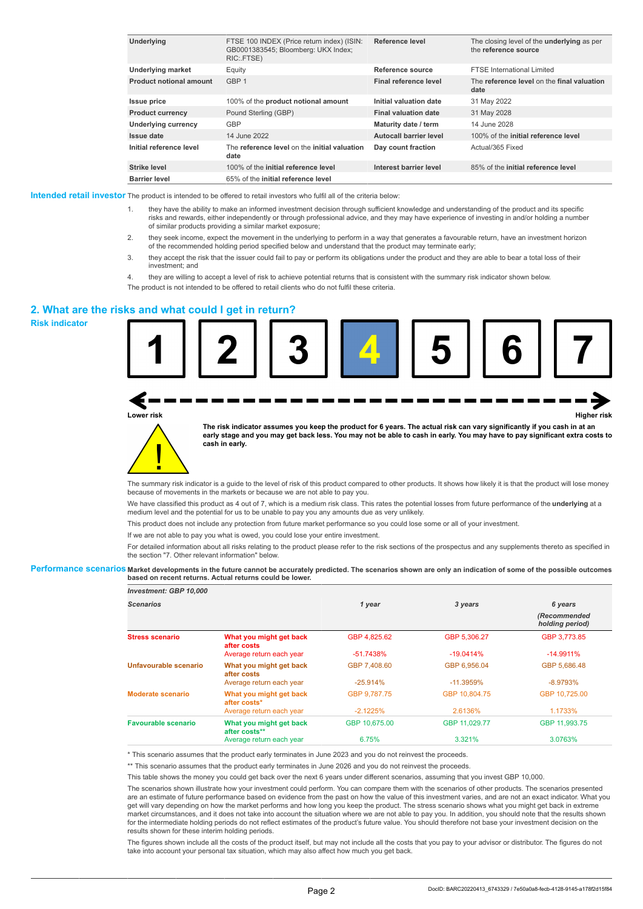| Underlying | FTSE 100 INDEX (Price return index) (ISIN: GB0001383545; Bloomberg: UKX Index; RIC:.FTSE) | Reference level | The closing level of the **underlying** as per the **reference source** |
|---|---|---|---|
| Underlying market | Equity | Reference source | FTSE International Limited |
| Product notional amount | GBP 1 | Final reference level | The **reference level** on the **final valuation date** |
| Issue price | 100% of the **product notional amount** | Initial valuation date | 31 May 2022 |
| Product currency | Pound Sterling (GBP) | Final valuation date | 31 May 2028 |
| Underlying currency | GBP | Maturity date / term | 14 June 2028 |
| Issue date | 14 June 2022 | Autocall barrier level | 100% of the **initial reference level** |
| Initial reference level | The **reference level** on the **initial valuation date** | Day count fraction | Actual/365 Fixed |
| Strike level | 100% of the **initial reference level** | Interest barrier level | 85% of the **initial reference level** |
| Barrier level | 65% of the **initial reference level** | | |

**Intended retail investor** The product is intended to be offered to retail investors who fulfil all of the criteria below:

1. they have the ability to make an informed investment decision through sufficient knowledge and understanding of the product and its specific risks and rewards, either independently or through professional advice, and they may have experience of investing in and/or holding a number of similar products providing a similar market exposure;
2. they seek income, expect the movement in the underlying to perform in a way that generates a favourable return, have an investment horizon of the recommended holding period specified below and understand that the product may terminate early;
3. they accept the risk that the issuer could fail to pay or perform its obligations under the product and they are able to bear a total loss of their investment; and
4. they are willing to accept a level of risk to achieve potential returns that is consistent with the summary risk indicator shown below.

The product is not intended to be offered to retail clients who do not fulfil these criteria.

## 2. What are the risks and what could I get in return?

**Risk indicator**

1 2 3 **4** 5 6 7

Lower risk — Higher risk

**The risk indicator assumes you keep the product for 6 years. The actual risk can vary significantly if you cash in at an early stage and you may get back less. You may not be able to cash in early. You may have to pay significant extra costs to cash in early.**

The summary risk indicator is a guide to the level of risk of this product compared to other products. It shows how likely it is that the product will lose money because of movements in the markets or because we are not able to pay you.

We have classified this product as 4 out of 7, which is a medium risk class. This rates the potential losses from future performance of the **underlying** at a medium level and the potential for us to be unable to pay you any amounts due as very unlikely.

This product does not include any protection from future market performance so you could lose some or all of your investment.

If we are not able to pay you what is owed, you could lose your entire investment.

For detailed information about all risks relating to the product please refer to the risk sections of the prospectus and any supplements thereto as specified in the section "7. Other relevant information" below.

**Performance scenarios** **Market developments in the future cannot be accurately predicted. The scenarios shown are only an indication of some of the possible outcomes based on recent returns. Actual returns could be lower.**

| *Investment: GBP 10,000* | | | | |
|---|---|---|---|---|
| ***Scenarios*** | | ***1 year*** | ***3 years*** | ***6 years (Recommended holding period)*** |
| **Stress scenario** | **What you might get back after costs** | GBP 4,825.62 | GBP 5,306.27 | GBP 3,773.85 |
| | Average return each year | -51.7438% | -19.0414% | -14.9911% |
| **Unfavourable scenario** | **What you might get back after costs** | GBP 7,408.60 | GBP 6,956.04 | GBP 5,686.48 |
| | Average return each year | -25.914% | -11.3959% | -8.9793% |
| **Moderate scenario** | **What you might get back after costs*** | GBP 9,787.75 | GBP 10,804.75 | GBP 10,725.00 |
| | Average return each year | -2.1225% | 2.6136% | 1.1733% |
| **Favourable scenario** | **What you might get back after costs**** | GBP 10,675.00 | GBP 11,029.77 | GBP 11,993.75 |
| | Average return each year | 6.75% | 3.321% | 3.0763% |

\* This scenario assumes that the product early terminates in June 2023 and you do not reinvest the proceeds.

** This scenario assumes that the product early terminates in June 2026 and you do not reinvest the proceeds.

This table shows the money you could get back over the next 6 years under different scenarios, assuming that you invest GBP 10,000.

The scenarios shown illustrate how your investment could perform. You can compare them with the scenarios of other products. The scenarios presented are an estimate of future performance based on evidence from the past on how the value of this investment varies, and are not an exact indicator. What you get will vary depending on how the market performs and how long you keep the product. The stress scenario shows what you might get back in extreme market circumstances, and it does not take into account the situation where we are not able to pay you. In addition, you should note that the results shown for the intermediate holding periods do not reflect estimates of the product's future value. You should therefore not base your investment decision on the results shown for these interim holding periods.

The figures shown include all the costs of the product itself, but may not include all the costs that you pay to your advisor or distributor. The figures do not take into account your personal tax situation, which may also affect how much you get back.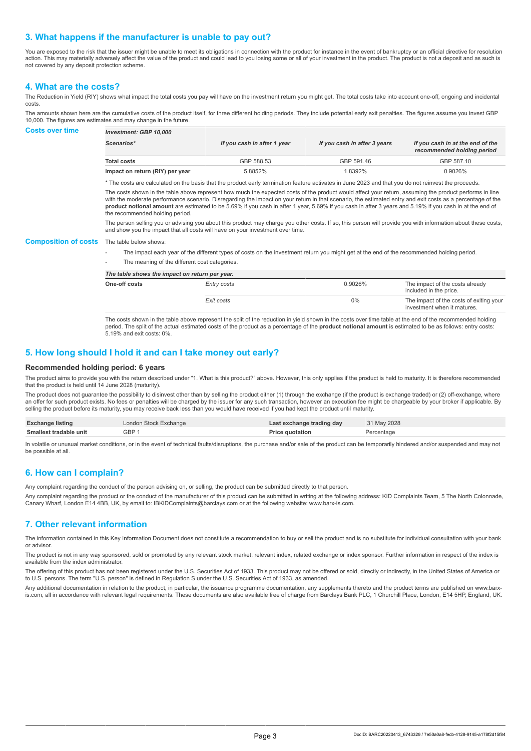## 3. What happens if the manufacturer is unable to pay out?

You are exposed to the risk that the issuer might be unable to meet its obligations in connection with the product for instance in the event of bankruptcy or an official directive for resolution action. This may materially adversely affect the value of the product and could lead to you losing some or all of your investment in the product. The product is not a deposit and as such is not covered by any deposit protection scheme.

## 4. What are the costs?

The Reduction in Yield (RIY) shows what impact the total costs you pay will have on the investment return you might get. The total costs take into account one-off, ongoing and incidental costs.

The amounts shown here are the cumulative costs of the product itself, for three different holding periods. They include potential early exit penalties. The figures assume you invest GBP 10,000. The figures are estimates and may change in the future.

### Costs over time

| *Investment: GBP 10,000* | | | |
|---|---|---|---|
| ***Scenarios**** | ***If you cash in after 1 year*** | ***If you cash in after 3 years*** | ***If you cash in at the end of the recommended holding period*** |
| **Total costs** | GBP 588.53 | GBP 591.46 | GBP 587.10 |
| **Impact on return (RIY) per year** | 5.8852% | 1.8392% | 0.9026% |

* The costs are calculated on the basis that the product early termination feature activates in June 2023 and that you do not reinvest the proceeds.

The costs shown in the table above represent how much the expected costs of the product would affect your return, assuming the product performs in line with the moderate performance scenario. Disregarding the impact on your return in that scenario, the estimated entry and exit costs as a percentage of the **product notional amount** are estimated to be 5.69% if you cash in after 1 year, 5.69% if you cash in after 3 years and 5.19% if you cash in at the end of the recommended holding period.

The person selling you or advising you about this product may charge you other costs. If so, this person will provide you with information about these costs, and show you the impact that all costs will have on your investment over time.

### Composition of costs

The table below shows:

- The impact each year of the different types of costs on the investment return you might get at the end of the recommended holding period.
- The meaning of the different cost categories.

| *The table shows the impact on return per year.* | | | |
|---|---|---|---|
| **One-off costs** | *Entry costs* | 0.9026% | The impact of the costs already included in the price. |
| | *Exit costs* | 0% | The impact of the costs of exiting your investment when it matures. |

The costs shown in the table above represent the split of the reduction in yield shown in the costs over time table at the end of the recommended holding period. The split of the actual estimated costs of the product as a percentage of the **product notional amount** is estimated to be as follows: entry costs: 5.19% and exit costs: 0%.

## 5. How long should I hold it and can I take money out early?

### Recommended holding period: 6 years

The product aims to provide you with the return described under "1. What is this product?" above. However, this only applies if the product is held to maturity. It is therefore recommended that the product is held until 14 June 2028 (maturity).

The product does not guarantee the possibility to disinvest other than by selling the product either (1) through the exchange (if the product is exchange traded) or (2) off-exchange, where an offer for such product exists. No fees or penalties will be charged by the issuer for any such transaction, however an execution fee might be chargeable by your broker if applicable. By selling the product before its maturity, you may receive back less than you would have received if you had kept the product until maturity.

| | | | |
|---|---|---|---|
| **Exchange listing** | London Stock Exchange | **Last exchange trading day** | 31 May 2028 |
| **Smallest tradable unit** | GBP 1 | **Price quotation** | Percentage |

In volatile or unusual market conditions, or in the event of technical faults/disruptions, the purchase and/or sale of the product can be temporarily hindered and/or suspended and may not be possible at all.

## 6. How can I complain?

Any complaint regarding the conduct of the person advising on, or selling, the product can be submitted directly to that person.

Any complaint regarding the product or the conduct of the manufacturer of this product can be submitted in writing at the following address: KID Complaints Team, 5 The North Colonnade, Canary Wharf, London E14 4BB, UK, by email to: IBKIDComplaints@barclays.com or at the following website: www.barx-is.com.

## 7. Other relevant information

The information contained in this Key Information Document does not constitute a recommendation to buy or sell the product and is no substitute for individual consultation with your bank or advisor.

The product is not in any way sponsored, sold or promoted by any relevant stock market, relevant index, related exchange or index sponsor. Further information in respect of the index is available from the index administrator.

The offering of this product has not been registered under the U.S. Securities Act of 1933. This product may not be offered or sold, directly or indirectly, in the United States of America or to U.S. persons. The term "U.S. person" is defined in Regulation S under the U.S. Securities Act of 1933, as amended.

Any additional documentation in relation to the product, in particular, the issuance programme documentation, any supplements thereto and the product terms are published on www.barx-is.com, all in accordance with relevant legal requirements. These documents are also available free of charge from Barclays Bank PLC, 1 Churchill Place, London, E14 5HP, England, UK.